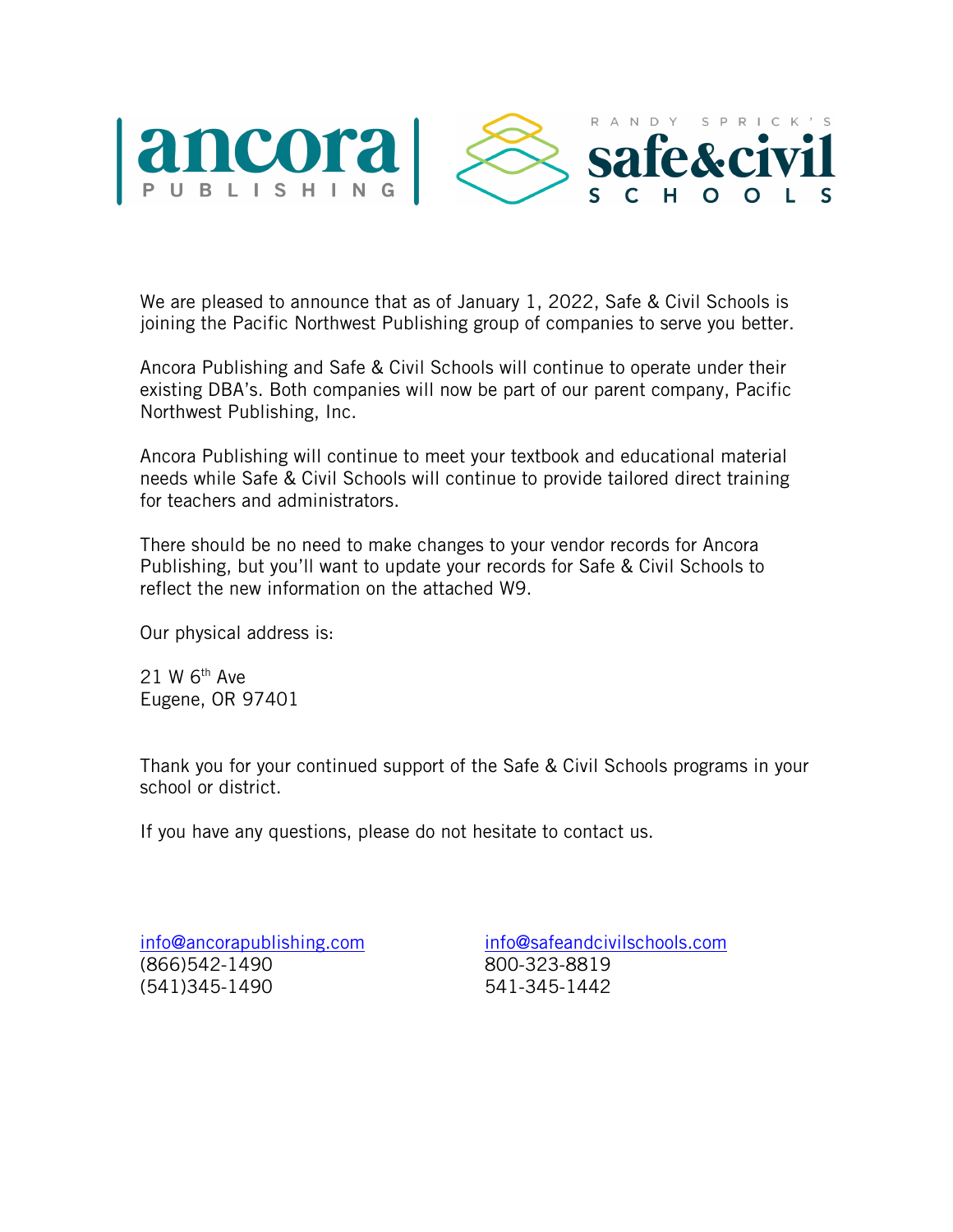ancora PUBLISHING | RANDY SPRICK'S safe&civil SCHOOLS

We are pleased to announce that as of January 1, 2022, Safe & Civil Schools is joining the Pacific Northwest Publishing group of companies to serve you better.

Ancora Publishing and Safe & Civil Schools will continue to operate under their existing DBA's. Both companies will now be part of our parent company, Pacific Northwest Publishing, Inc.

Ancora Publishing will continue to meet your textbook and educational material needs while Safe & Civil Schools will continue to provide tailored direct training for teachers and administrators.

There should be no need to make changes to your vendor records for Ancora Publishing, but you'll want to update your records for Safe & Civil Schools to reflect the new information on the attached W9.

Our physical address is:

21 W 6th Ave
Eugene, OR 97401

Thank you for your continued support of the Safe & Civil Schools programs in your school or district.

If you have any questions, please do not hesitate to contact us.

info@ancorapublishing.com
(866)542-1490
(541)345-1490

info@safeandcivilschools.com
800-323-8819
541-345-1442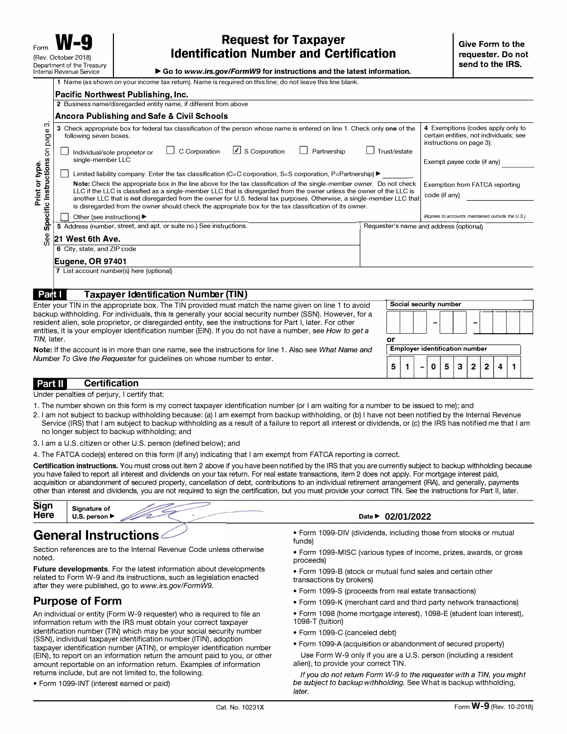Form **W-9**
(Rev. October 2018)
Department of the Treasury
Internal Revenue Service

# Request for Taxpayer Identification Number and Certification

▶ Go to *www.irs.gov/FormW9* for instructions and the latest information.

**Give Form to the requester. Do not send to the IRS.**

Print or type. See **Specific Instructions** on page 3.

**1** Name (as shown on your income tax return). Name is required on this line; do not leave this line blank.

**Pacific Northwest Publishing, Inc.**

**2** Business name/disregarded entity name, if different from above

**Ancora Publishing and Safe & Civil Schools**

**3** Check appropriate box for federal tax classification of the person whose name is entered on line 1. Check only **one** of the following seven boxes.

- ☐ Individual/sole proprietor or single-member LLC
- ☐ C Corporation
- ☑ S Corporation
- ☐ Partnership
- ☐ Trust/estate
- ☐ Limited liability company. Enter the tax classification (C=C corporation, S=S corporation, P=Partnership) ▶ ________

**Note:** Check the appropriate box in the line above for the tax classification of the single-member owner. Do not check LLC if the LLC is classified as a single-member LLC that is disregarded from the owner unless the owner of the LLC is another LLC that is **not** disregarded from the owner for U.S. federal tax purposes. Otherwise, a single-member LLC that is disregarded from the owner should check the appropriate box for the tax classification of its owner.

- ☐ Other (see instructions) ▶

**4** Exemptions (codes apply only to certain entities, not individuals; see instructions on page 3):

Exempt payee code (if any) ________

Exemption from FATCA reporting code (if any) ________

*(Applies to accounts maintained outside the U.S.)*

**5** Address (number, street, and apt. or suite no.) See instructions.

**21 West 6th Ave.**

Requester's name and address (optional)

**6** City, state, and ZIP code

**Eugene, OR 97401**

**7** List account number(s) here (optional)

## Part I Taxpayer Identification Number (TIN)

Enter your TIN in the appropriate box. The TIN provided must match the name given on line 1 to avoid backup withholding. For individuals, this is generally your social security number (SSN). However, for a resident alien, sole proprietor, or disregarded entity, see the instructions for Part I, later. For other entities, it is your employer identification number (EIN). If you do not have a number, see *How to get a TIN,* later.

**Note:** If the account is in more than one name, see the instructions for line 1. Also see *What Name and Number To Give the Requester* for guidelines on whose number to enter.

**Social security number**

___ – __ – ____

**or**

**Employer identification number**

5 1 – 0 5 3 2 2 4 1

## Part II Certification

Under penalties of perjury, I certify that:

1. The number shown on this form is my correct taxpayer identification number (or I am waiting for a number to be issued to me); and
2. I am not subject to backup withholding because: (a) I am exempt from backup withholding, or (b) I have not been notified by the Internal Revenue Service (IRS) that I am subject to backup withholding as a result of a failure to report all interest or dividends, or (c) the IRS has notified me that I am no longer subject to backup withholding; and
3. I am a U.S. citizen or other U.S. person (defined below); and
4. The FATCA code(s) entered on this form (if any) indicating that I am exempt from FATCA reporting is correct.

**Certification instructions.** You must cross out item 2 above if you have been notified by the IRS that you are currently subject to backup withholding because you have failed to report all interest and dividends on your tax return. For real estate transactions, item 2 does not apply. For mortgage interest paid, acquisition or abandonment of secured property, cancellation of debt, contributions to an individual retirement arrangement (IRA), and generally, payments other than interest and dividends, you are not required to sign the certification, but you must provide your correct TIN. See the instructions for Part II, later.

**Sign Here** Signature of U.S. person ▶ [signature] Date ▶ **02/01/2022**

# General Instructions

Section references are to the Internal Revenue Code unless otherwise noted.

**Future developments**. For the latest information about developments related to Form W-9 and its instructions, such as legislation enacted after they were published, go to *www.irs.gov/FormW9.*

## Purpose of Form

An individual or entity (Form W-9 requester) who is required to file an information return with the IRS must obtain your correct taxpayer identification number (TIN) which may be your social security number (SSN), individual taxpayer identification number (ITIN), adoption taxpayer identification number (ATIN), or employer identification number (EIN), to report on an information return the amount paid to you, or other amount reportable on an information return. Examples of information returns include, but are not limited to, the following.

- Form 1099-INT (interest earned or paid)
- Form 1099-DIV (dividends, including those from stocks or mutual funds)
- Form 1099-MISC (various types of income, prizes, awards, or gross proceeds)
- Form 1099-B (stock or mutual fund sales and certain other transactions by brokers)
- Form 1099-S (proceeds from real estate transactions)
- Form 1099-K (merchant card and third party network transactions)
- Form 1098 (home mortgage interest), 1098-E (student loan interest), 1098-T (tuition)
- Form 1099-C (canceled debt)
- Form 1099-A (acquisition or abandonment of secured property)

Use Form W-9 only if you are a U.S. person (including a resident alien), to provide your correct TIN.

*If you do not return Form W-9 to the requester with a TIN, you might be subject to backup withholding.* See What is backup withholding, *later.*

Cat. No. 10231X Form **W-9** (Rev. 10-2018)